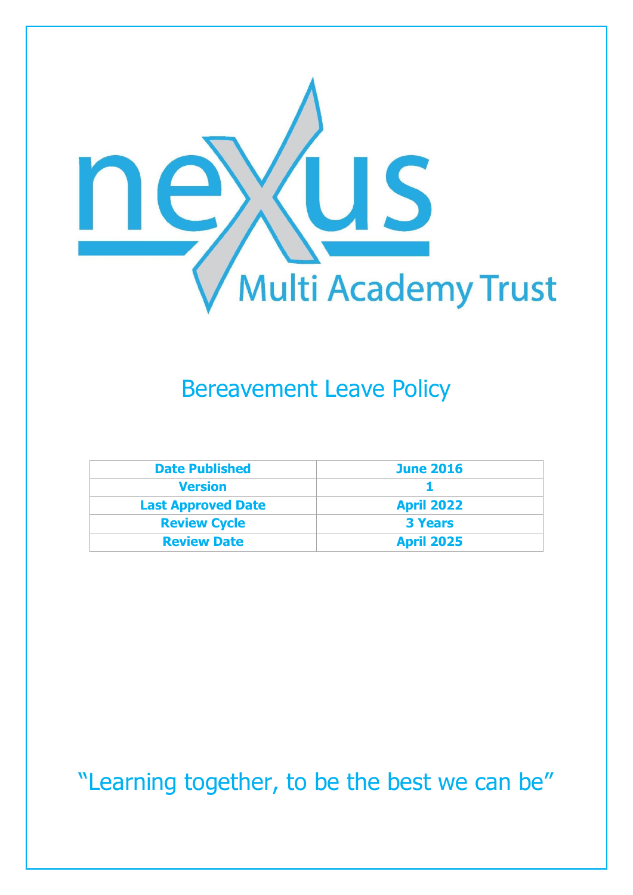nexus Multi Academy Trust

# Bereavement Leave Policy

| Date Published | June 2016 |
|---|---|
| Version | 1 |
| Last Approved Date | April 2022 |
| Review Cycle | 3 Years |
| Review Date | April 2025 |

"Learning together, to be the best we can be"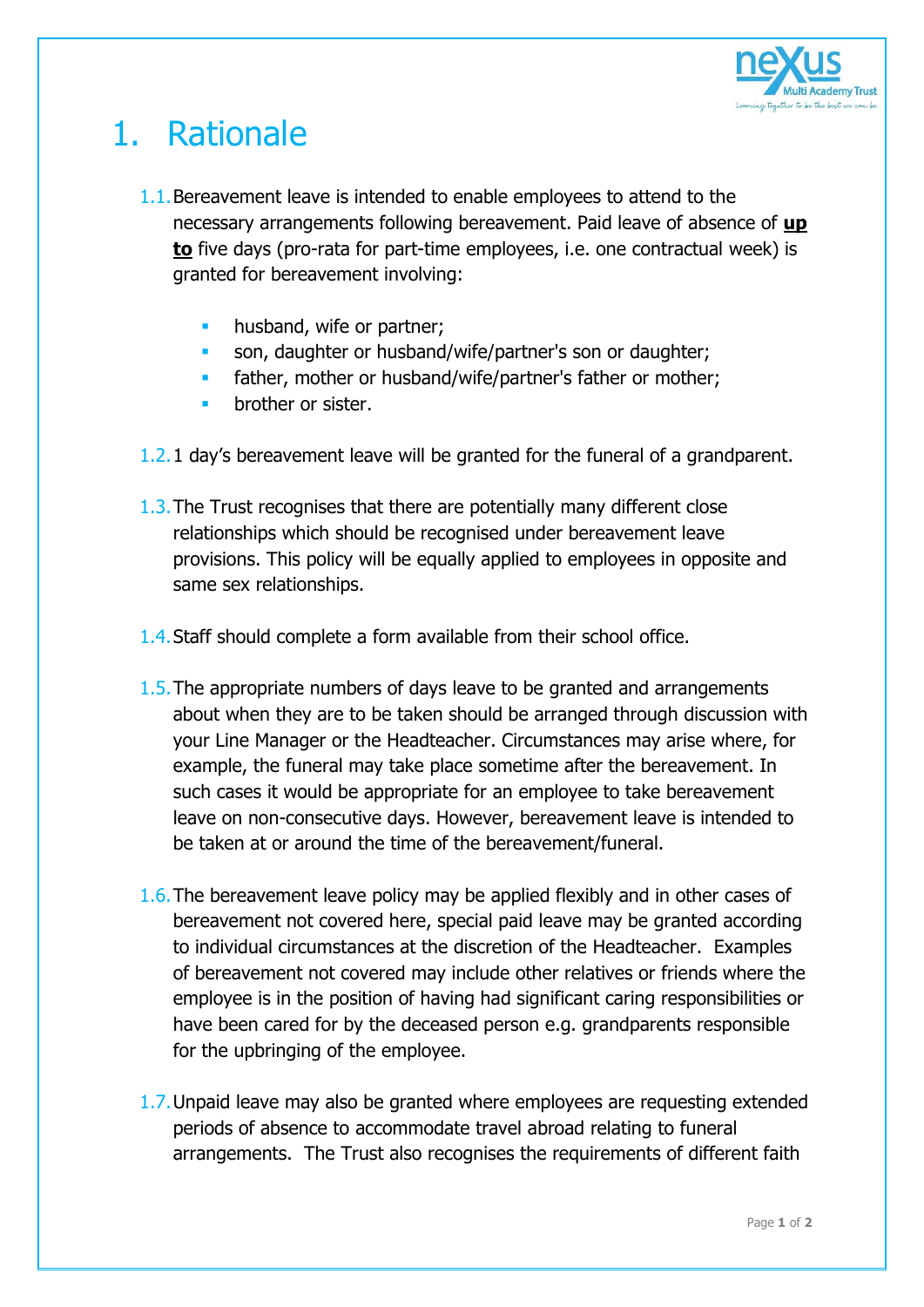# 1. Rationale

1.1. Bereavement leave is intended to enable employees to attend to the necessary arrangements following bereavement. Paid leave of absence of **up to** five days (pro-rata for part-time employees, i.e. one contractual week) is granted for bereavement involving:

- husband, wife or partner;
- son, daughter or husband/wife/partner's son or daughter;
- father, mother or husband/wife/partner's father or mother;
- brother or sister.

1.2. 1 day's bereavement leave will be granted for the funeral of a grandparent.

1.3. The Trust recognises that there are potentially many different close relationships which should be recognised under bereavement leave provisions. This policy will be equally applied to employees in opposite and same sex relationships.

1.4. Staff should complete a form available from their school office.

1.5. The appropriate numbers of days leave to be granted and arrangements about when they are to be taken should be arranged through discussion with your Line Manager or the Headteacher. Circumstances may arise where, for example, the funeral may take place sometime after the bereavement. In such cases it would be appropriate for an employee to take bereavement leave on non-consecutive days. However, bereavement leave is intended to be taken at or around the time of the bereavement/funeral.

1.6. The bereavement leave policy may be applied flexibly and in other cases of bereavement not covered here, special paid leave may be granted according to individual circumstances at the discretion of the Headteacher. Examples of bereavement not covered may include other relatives or friends where the employee is in the position of having had significant caring responsibilities or have been cared for by the deceased person e.g. grandparents responsible for the upbringing of the employee.

1.7. Unpaid leave may also be granted where employees are requesting extended periods of absence to accommodate travel abroad relating to funeral arrangements. The Trust also recognises the requirements of different faith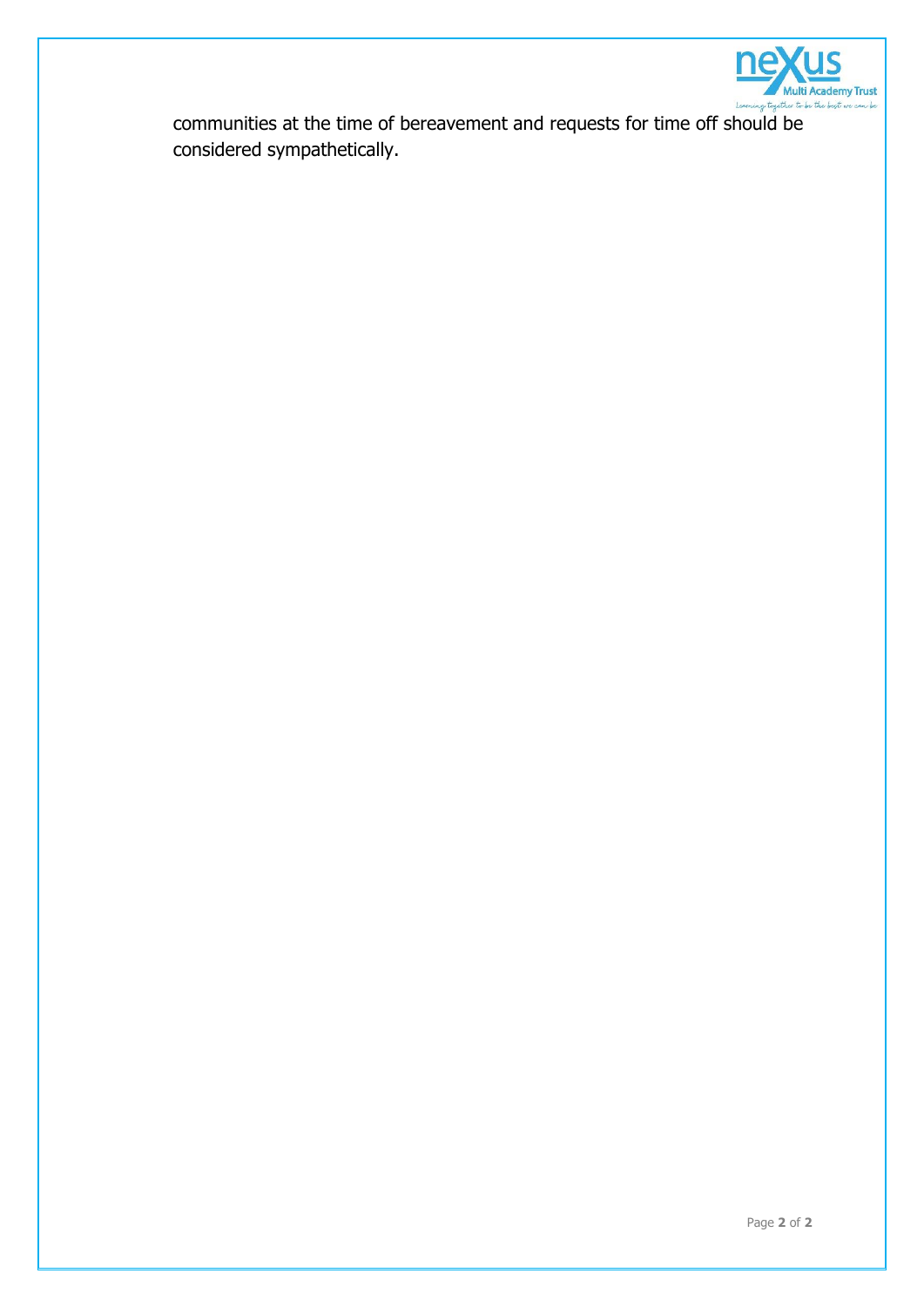communities at the time of bereavement and requests for time off should be considered sympathetically.